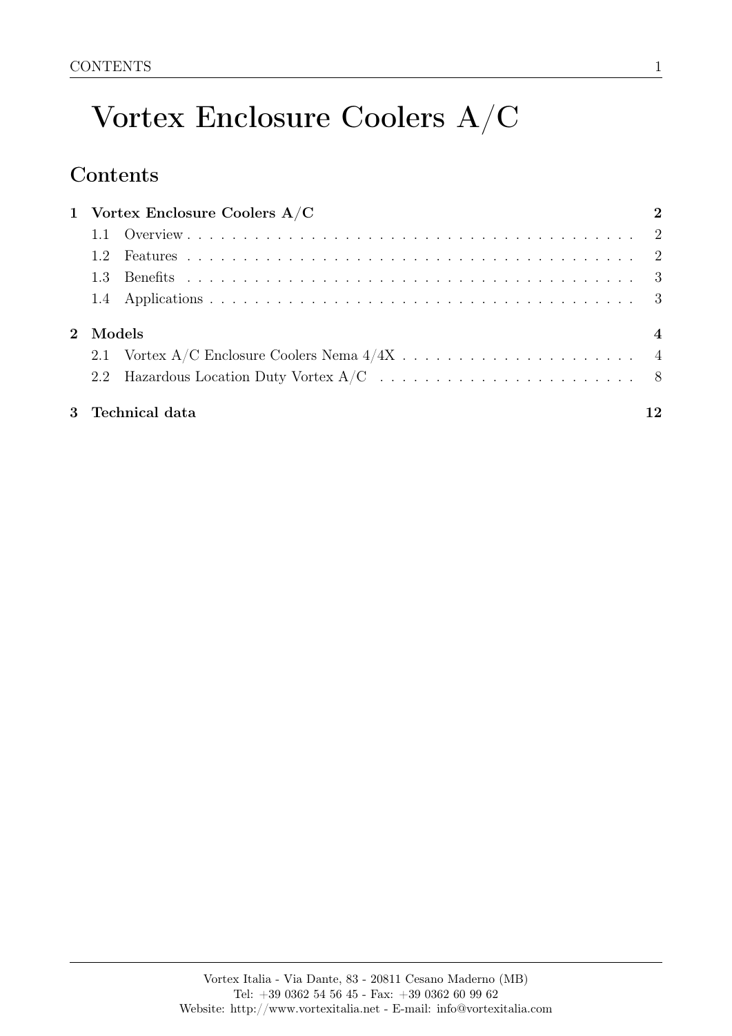# Vortex Enclosure Coolers A/C

## Contents

**1 Vortex Enclosure Coolers A/C** — **2**
- 1.1 Overview — 2
- 1.2 Features — 2
- 1.3 Benefits — 3
- 1.4 Applications — 3

**2 Models** — **4**
- 2.1 Vortex A/C Enclosure Coolers Nema 4/4X — 4
- 2.2 Hazardous Location Duty Vortex A/C — 8

**3 Technical data** — **12**

Vortex Italia - Via Dante, 83 - 20811 Cesano Maderno (MB)
Tel: +39 0362 54 56 45 - Fax: +39 0362 60 99 62
Website: http://www.vortexitalia.net - E-mail: info@vortexitalia.com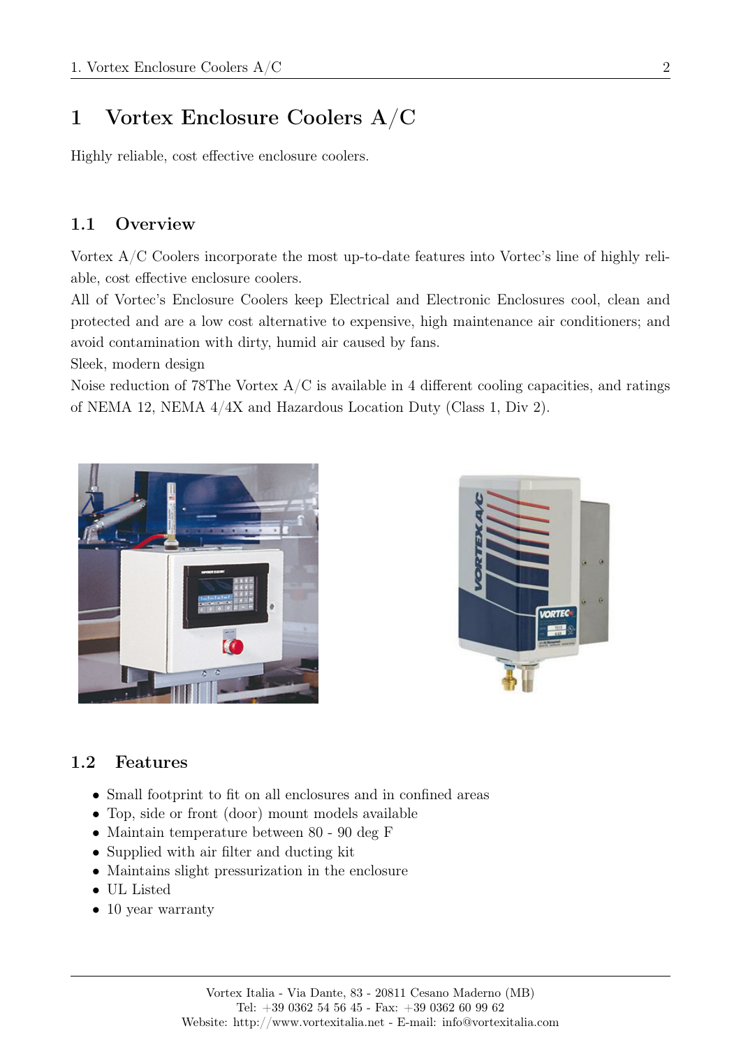# 1 Vortex Enclosure Coolers A/C

Highly reliable, cost effective enclosure coolers.

## 1.1 Overview

Vortex A/C Coolers incorporate the most up-to-date features into Vortec's line of highly reliable, cost effective enclosure coolers.

All of Vortec's Enclosure Coolers keep Electrical and Electronic Enclosures cool, clean and protected and are a low cost alternative to expensive, high maintenance air conditioners; and avoid contamination with dirty, humid air caused by fans.

Sleek, modern design

Noise reduction of 78The Vortex A/C is available in 4 different cooling capacities, and ratings of NEMA 12, NEMA 4/4X and Hazardous Location Duty (Class 1, Div 2).

## 1.2 Features

- Small footprint to fit on all enclosures and in confined areas
- Top, side or front (door) mount models available
- Maintain temperature between 80 - 90 deg F
- Supplied with air filter and ducting kit
- Maintains slight pressurization in the enclosure
- UL Listed
- 10 year warranty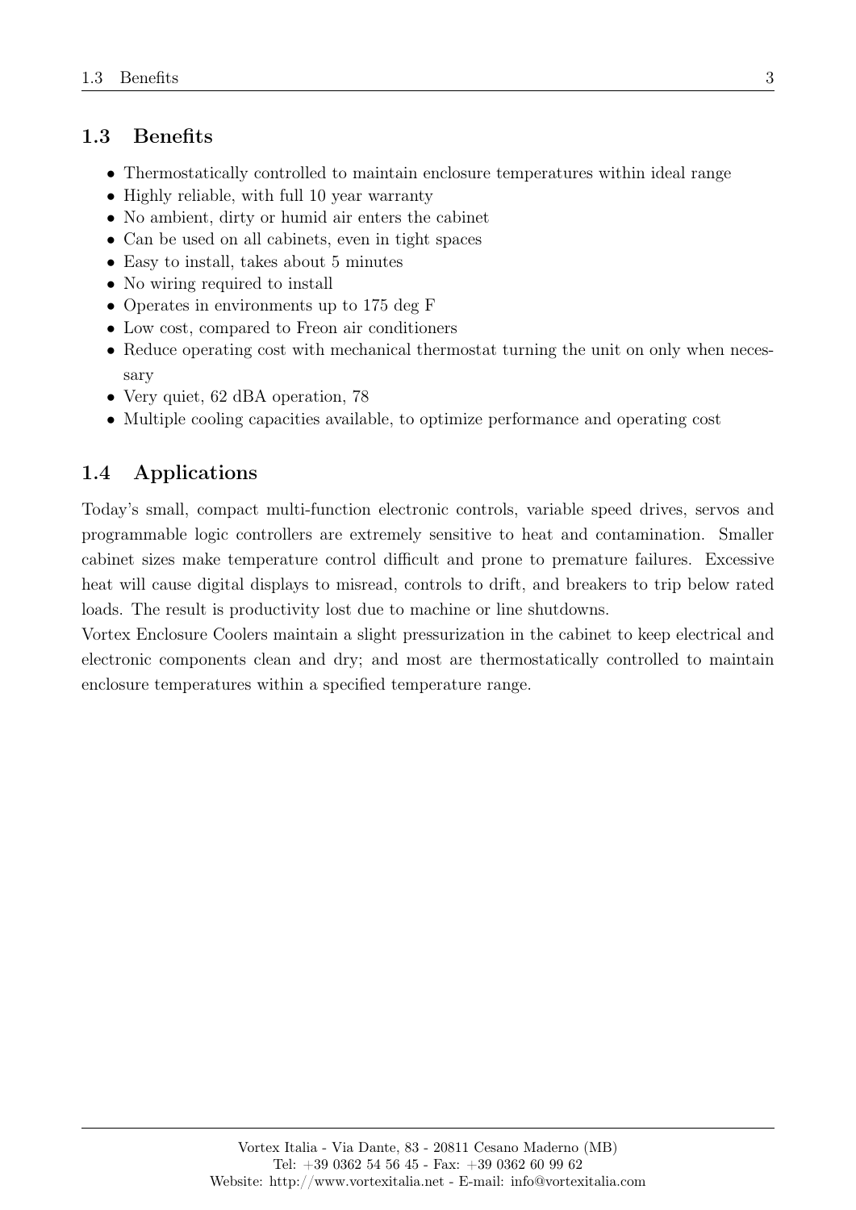## 1.3 Benefits

- Thermostatically controlled to maintain enclosure temperatures within ideal range
- Highly reliable, with full 10 year warranty
- No ambient, dirty or humid air enters the cabinet
- Can be used on all cabinets, even in tight spaces
- Easy to install, takes about 5 minutes
- No wiring required to install
- Operates in environments up to 175 deg F
- Low cost, compared to Freon air conditioners
- Reduce operating cost with mechanical thermostat turning the unit on only when necessary
- Very quiet, 62 dBA operation, 78
- Multiple cooling capacities available, to optimize performance and operating cost

## 1.4 Applications

Today's small, compact multi-function electronic controls, variable speed drives, servos and programmable logic controllers are extremely sensitive to heat and contamination. Smaller cabinet sizes make temperature control difficult and prone to premature failures. Excessive heat will cause digital displays to misread, controls to drift, and breakers to trip below rated loads. The result is productivity lost due to machine or line shutdowns.

Vortex Enclosure Coolers maintain a slight pressurization in the cabinet to keep electrical and electronic components clean and dry; and most are thermostatically controlled to maintain enclosure temperatures within a specified temperature range.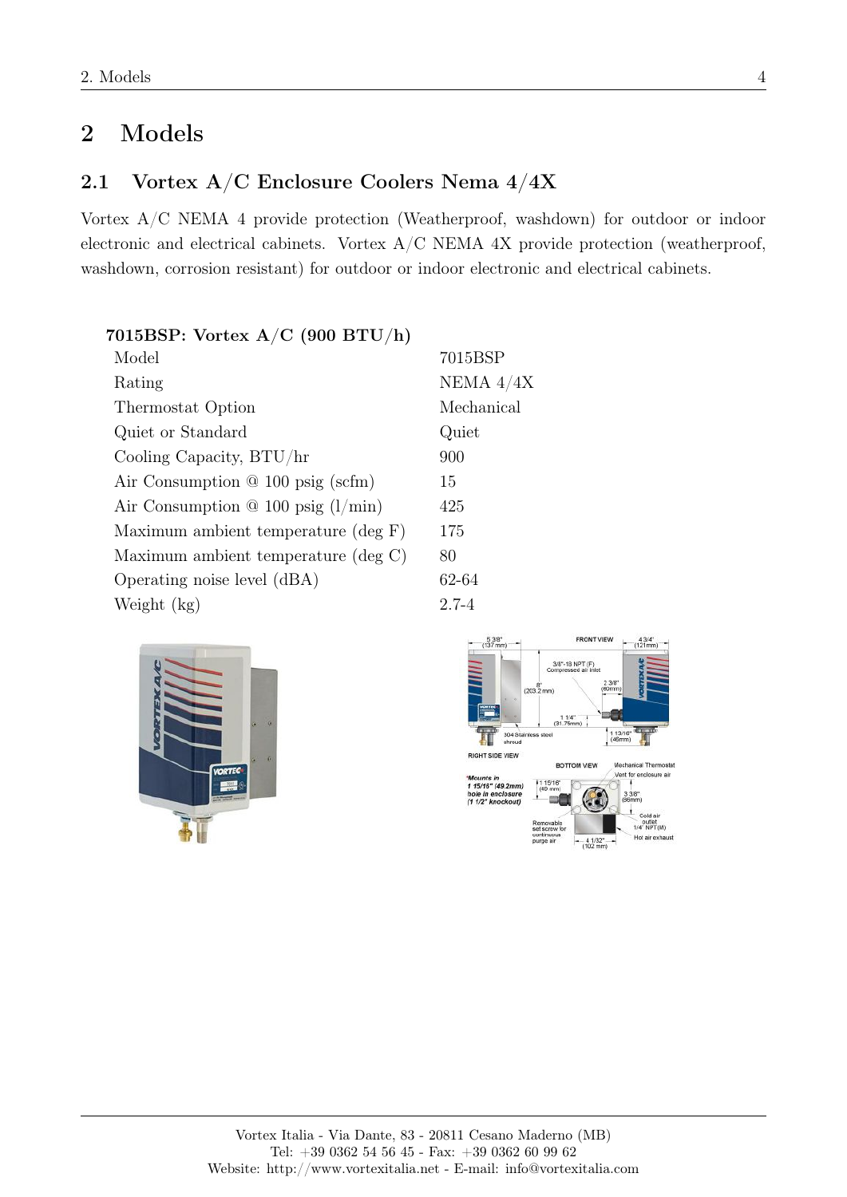# 2 Models

## 2.1 Vortex A/C Enclosure Coolers Nema 4/4X

Vortex A/C NEMA 4 provide protection (Weatherproof, washdown) for outdoor or indoor electronic and electrical cabinets. Vortex A/C NEMA 4X provide protection (weatherproof, washdown, corrosion resistant) for outdoor or indoor electronic and electrical cabinets.

**7015BSP: Vortex A/C (900 BTU/h)**

| | |
|---|---|
| Model | 7015BSP |
| Rating | NEMA 4/4X |
| Thermostat Option | Mechanical |
| Quiet or Standard | Quiet |
| Cooling Capacity, BTU/hr | 900 |
| Air Consumption @ 100 psig (scfm) | 15 |
| Air Consumption @ 100 psig (l/min) | 425 |
| Maximum ambient temperature (deg F) | 175 |
| Maximum ambient temperature (deg C) | 80 |
| Operating noise level (dBA) | 62-64 |
| Weight (kg) | 2.7-4 |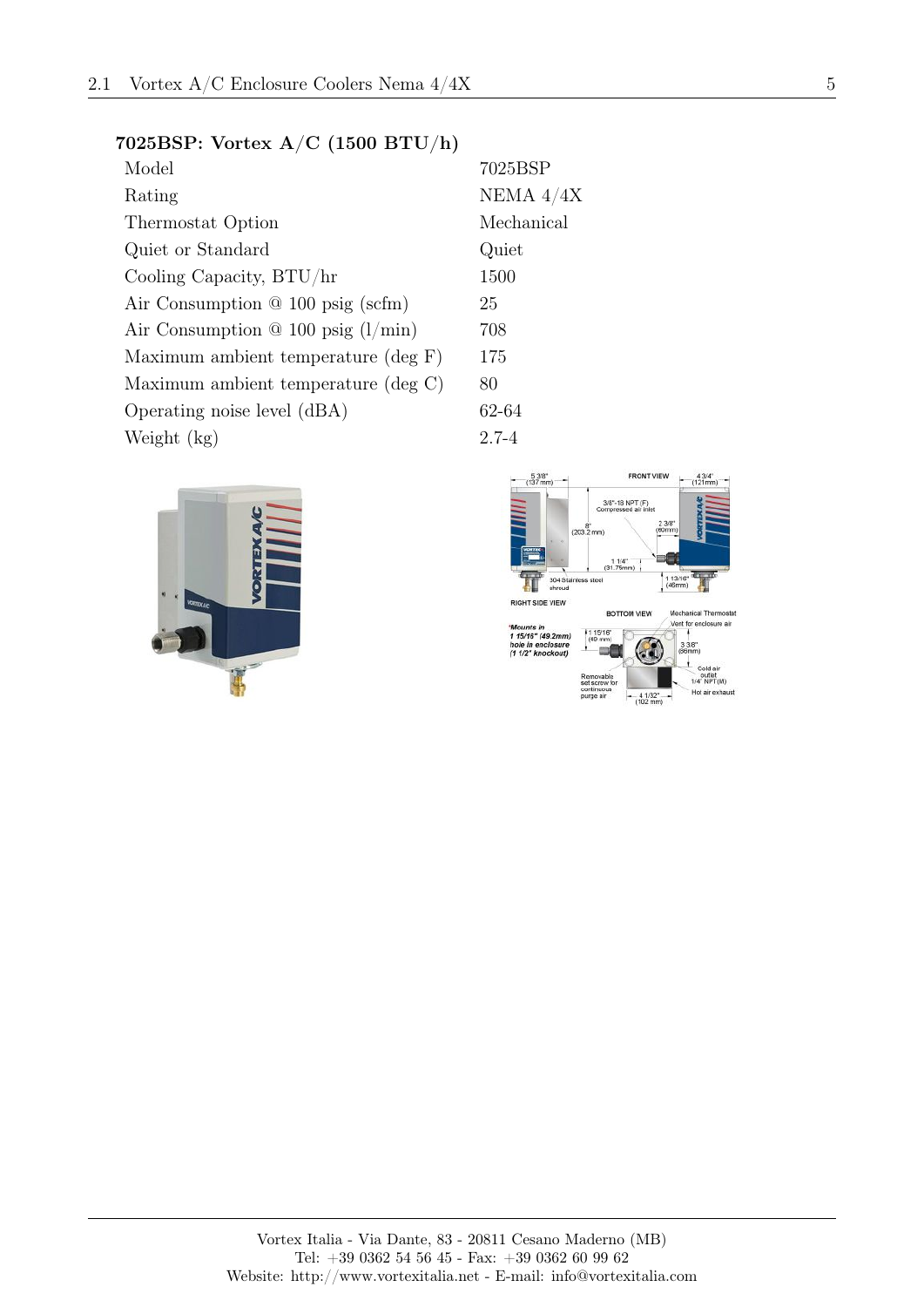### 7025BSP: Vortex A/C (1500 BTU/h)

| | |
|---|---|
| Model | 7025BSP |
| Rating | NEMA 4/4X |
| Thermostat Option | Mechanical |
| Quiet or Standard | Quiet |
| Cooling Capacity, BTU/hr | 1500 |
| Air Consumption @ 100 psig (scfm) | 25 |
| Air Consumption @ 100 psig (l/min) | 708 |
| Maximum ambient temperature (deg F) | 175 |
| Maximum ambient temperature (deg C) | 80 |
| Operating noise level (dBA) | 62-64 |
| Weight (kg) | 2.7-4 |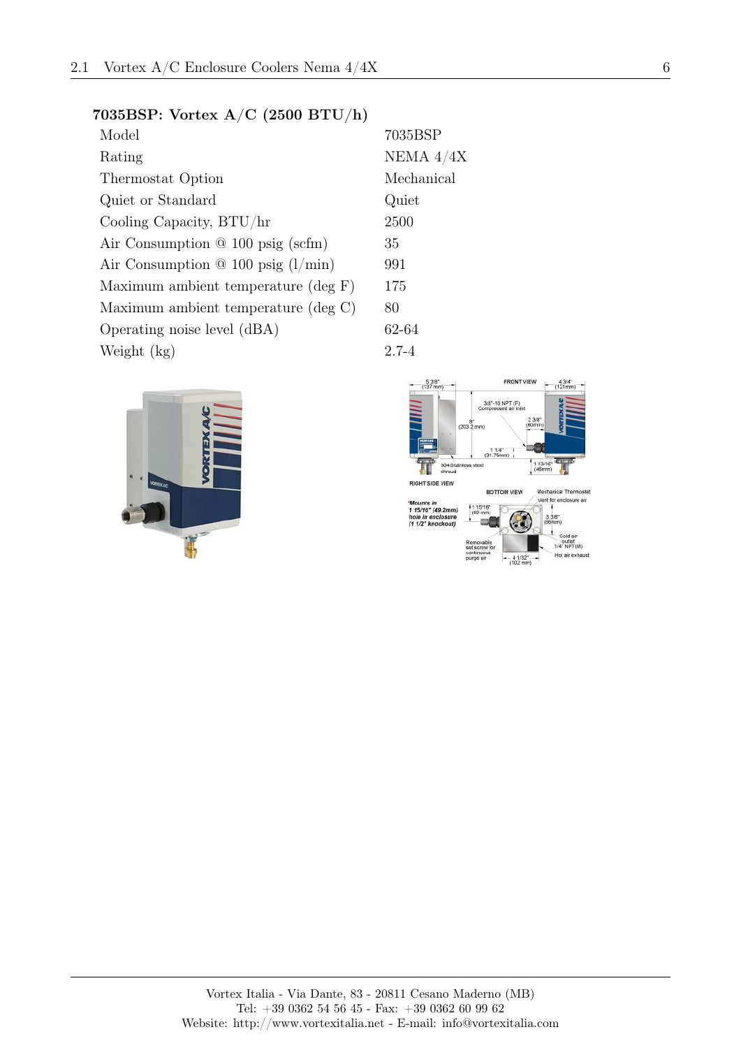### 7035BSP: Vortex A/C (2500 BTU/h)

| | |
|---|---|
| Model | 7035BSP |
| Rating | NEMA 4/4X |
| Thermostat Option | Mechanical |
| Quiet or Standard | Quiet |
| Cooling Capacity, BTU/hr | 2500 |
| Air Consumption @ 100 psig (scfm) | 35 |
| Air Consumption @ 100 psig (l/min) | 991 |
| Maximum ambient temperature (deg F) | 175 |
| Maximum ambient temperature (deg C) | 80 |
| Operating noise level (dBA) | 62-64 |
| Weight (kg) | 2.7-4 |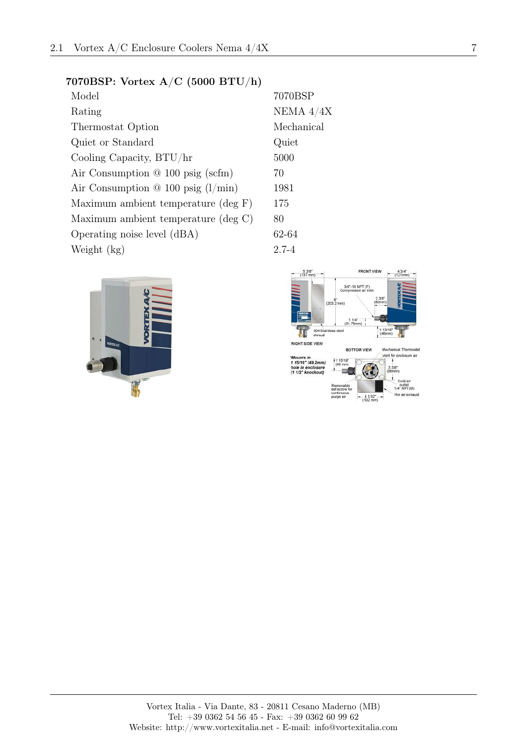### 7070BSP: Vortex A/C (5000 BTU/h)

| | |
|---|---|
| Model | 7070BSP |
| Rating | NEMA 4/4X |
| Thermostat Option | Mechanical |
| Quiet or Standard | Quiet |
| Cooling Capacity, BTU/hr | 5000 |
| Air Consumption @ 100 psig (scfm) | 70 |
| Air Consumption @ 100 psig (l/min) | 1981 |
| Maximum ambient temperature (deg F) | 175 |
| Maximum ambient temperature (deg C) | 80 |
| Operating noise level (dBA) | 62-64 |
| Weight (kg) | 2.7-4 |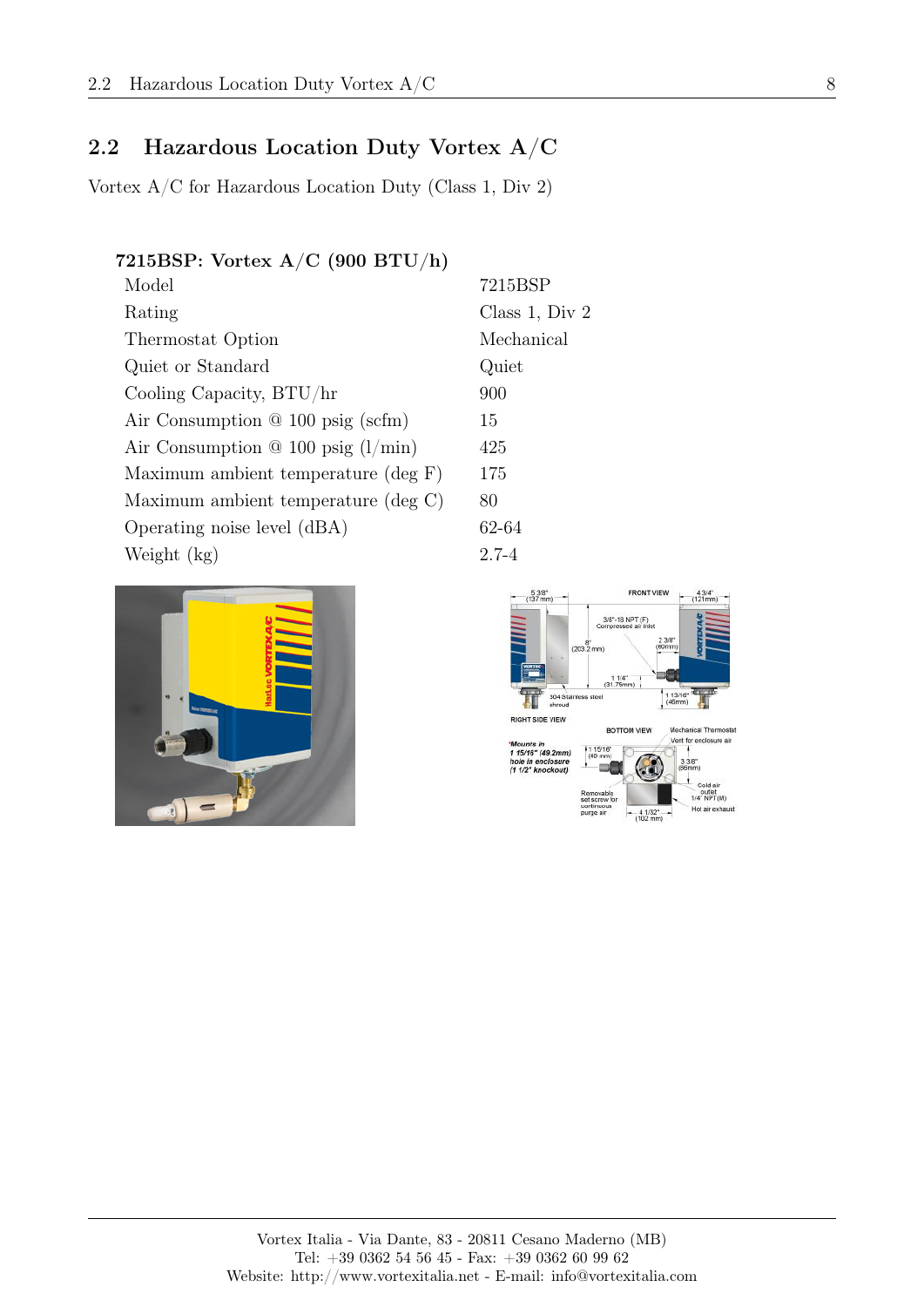## 2.2 Hazardous Location Duty Vortex A/C

Vortex A/C for Hazardous Location Duty (Class 1, Div 2)

**7215BSP: Vortex A/C (900 BTU/h)**

| | |
|---|---|
| Model | 7215BSP |
| Rating | Class 1, Div 2 |
| Thermostat Option | Mechanical |
| Quiet or Standard | Quiet |
| Cooling Capacity, BTU/hr | 900 |
| Air Consumption @ 100 psig (scfm) | 15 |
| Air Consumption @ 100 psig (l/min) | 425 |
| Maximum ambient temperature (deg F) | 175 |
| Maximum ambient temperature (deg C) | 80 |
| Operating noise level (dBA) | 62-64 |
| Weight (kg) | 2.7-4 |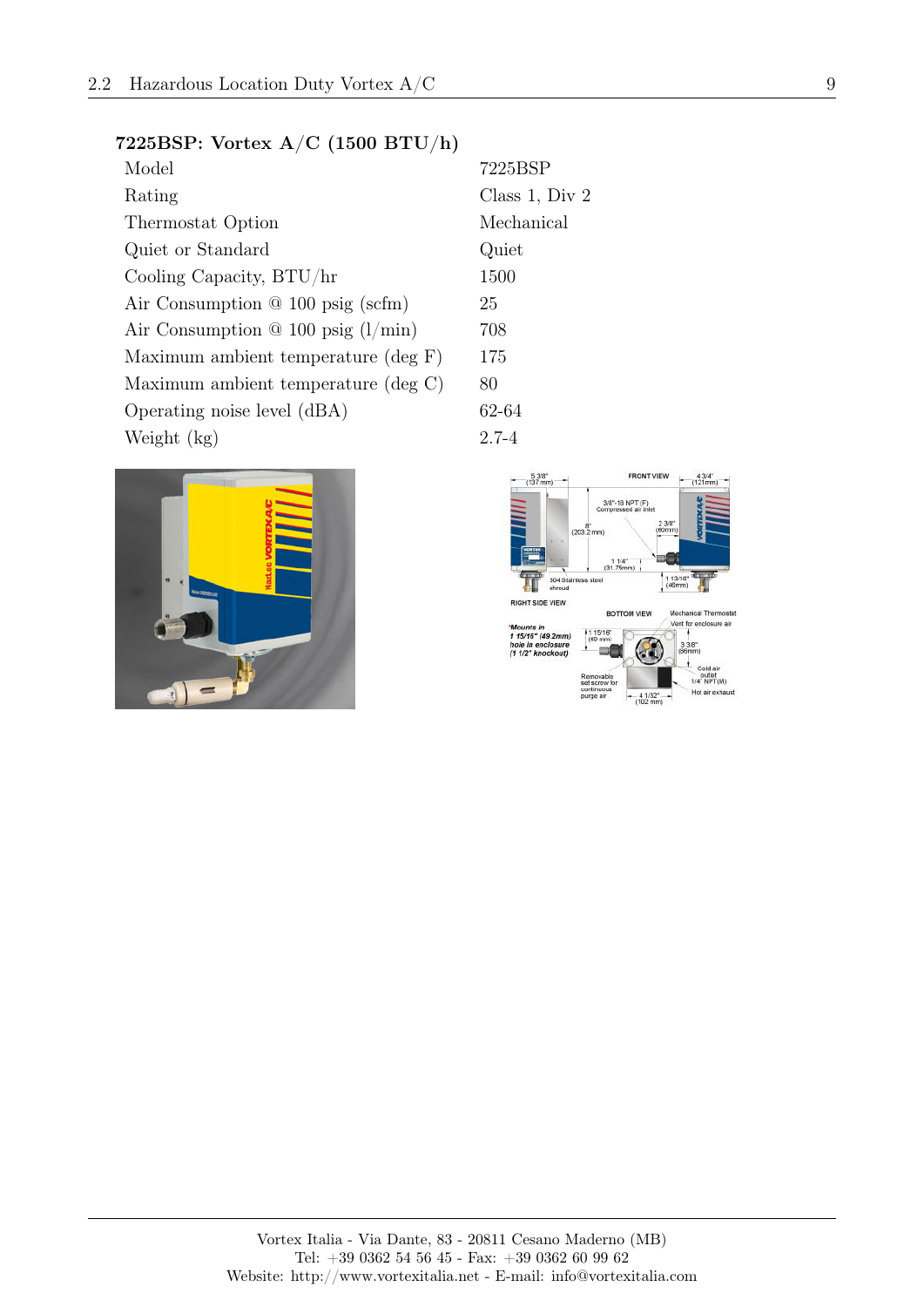### 7225BSP: Vortex A/C (1500 BTU/h)

| | |
|---|---|
| Model | 7225BSP |
| Rating | Class 1, Div 2 |
| Thermostat Option | Mechanical |
| Quiet or Standard | Quiet |
| Cooling Capacity, BTU/hr | 1500 |
| Air Consumption @ 100 psig (scfm) | 25 |
| Air Consumption @ 100 psig (l/min) | 708 |
| Maximum ambient temperature (deg F) | 175 |
| Maximum ambient temperature (deg C) | 80 |
| Operating noise level (dBA) | 62-64 |
| Weight (kg) | 2.7-4 |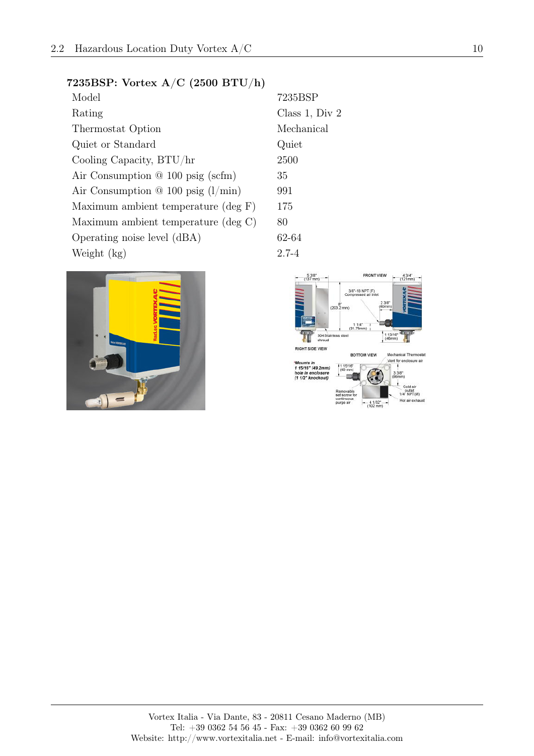### 7235BSP: Vortex A/C (2500 BTU/h)

| | |
|---|---|
| Model | 7235BSP |
| Rating | Class 1, Div 2 |
| Thermostat Option | Mechanical |
| Quiet or Standard | Quiet |
| Cooling Capacity, BTU/hr | 2500 |
| Air Consumption @ 100 psig (scfm) | 35 |
| Air Consumption @ 100 psig (l/min) | 991 |
| Maximum ambient temperature (deg F) | 175 |
| Maximum ambient temperature (deg C) | 80 |
| Operating noise level (dBA) | 62-64 |
| Weight (kg) | 2.7-4 |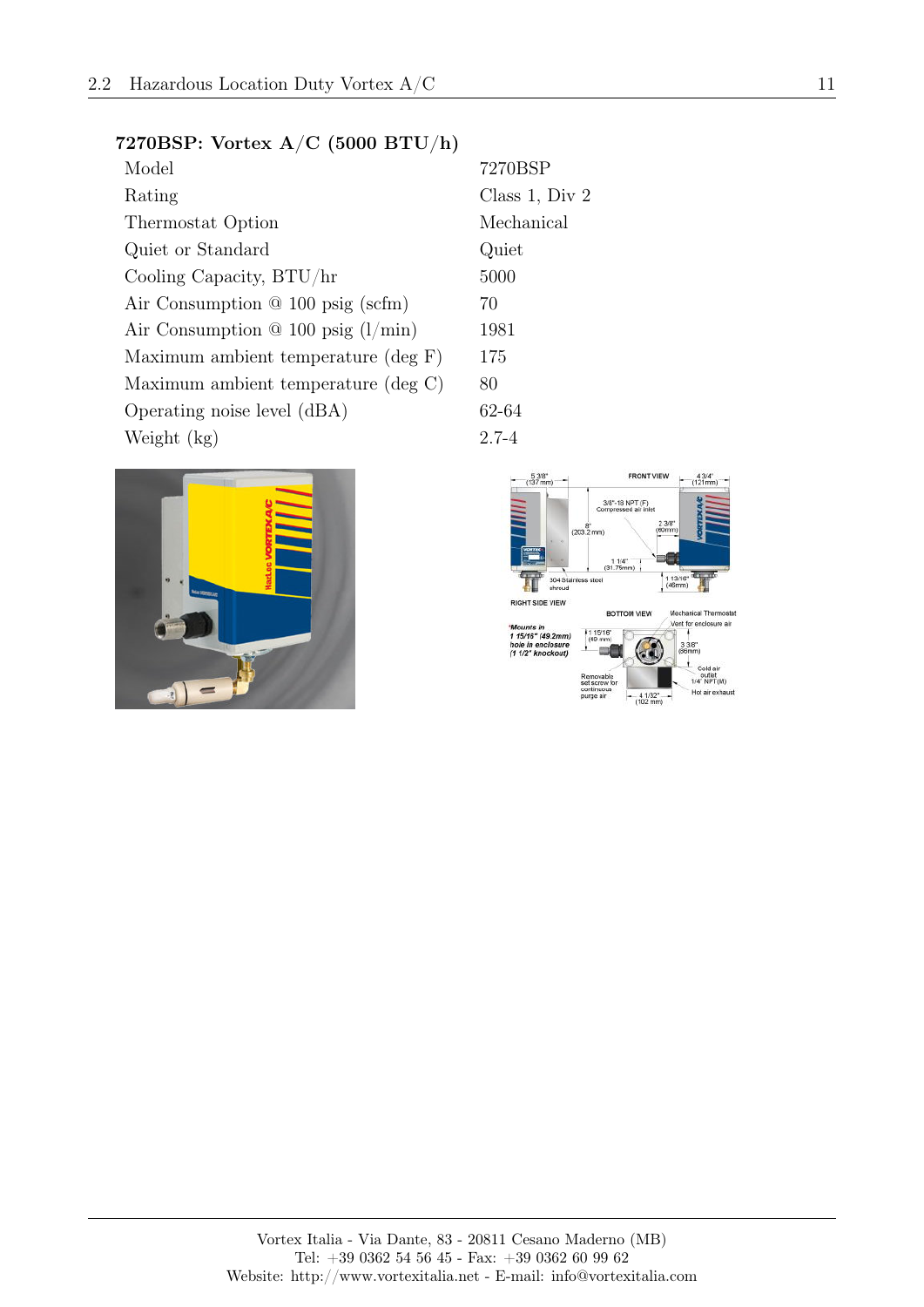### 7270BSP: Vortex A/C (5000 BTU/h)

| | |
|---|---|
| Model | 7270BSP |
| Rating | Class 1, Div 2 |
| Thermostat Option | Mechanical |
| Quiet or Standard | Quiet |
| Cooling Capacity, BTU/hr | 5000 |
| Air Consumption @ 100 psig (scfm) | 70 |
| Air Consumption @ 100 psig (l/min) | 1981 |
| Maximum ambient temperature (deg F) | 175 |
| Maximum ambient temperature (deg C) | 80 |
| Operating noise level (dBA) | 62-64 |
| Weight (kg) | 2.7-4 |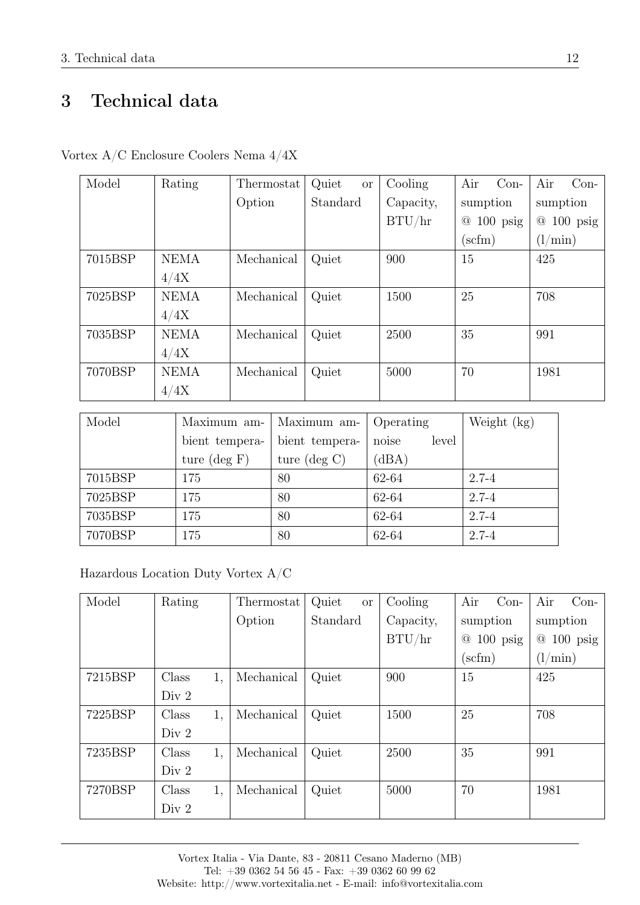# 3 Technical data

Vortex A/C Enclosure Coolers Nema 4/4X

| Model | Rating | Thermostat Option | Quiet or Standard | Cooling Capacity, BTU/hr | Air Consumption @ 100 psig (scfm) | Air Consumption @ 100 psig (l/min) |
|---|---|---|---|---|---|---|
| 7015BSP | NEMA 4/4X | Mechanical | Quiet | 900 | 15 | 425 |
| 7025BSP | NEMA 4/4X | Mechanical | Quiet | 1500 | 25 | 708 |
| 7035BSP | NEMA 4/4X | Mechanical | Quiet | 2500 | 35 | 991 |
| 7070BSP | NEMA 4/4X | Mechanical | Quiet | 5000 | 70 | 1981 |

| Model | Maximum ambient temperature (deg F) | Maximum ambient temperature (deg C) | Operating noise level (dBA) | Weight (kg) |
|---|---|---|---|---|
| 7015BSP | 175 | 80 | 62-64 | 2.7-4 |
| 7025BSP | 175 | 80 | 62-64 | 2.7-4 |
| 7035BSP | 175 | 80 | 62-64 | 2.7-4 |
| 7070BSP | 175 | 80 | 62-64 | 2.7-4 |

Hazardous Location Duty Vortex A/C

| Model | Rating | Thermostat Option | Quiet or Standard | Cooling Capacity, BTU/hr | Air Consumption @ 100 psig (scfm) | Air Consumption @ 100 psig (l/min) |
|---|---|---|---|---|---|---|
| 7215BSP | Class 1, Div 2 | Mechanical | Quiet | 900 | 15 | 425 |
| 7225BSP | Class 1, Div 2 | Mechanical | Quiet | 1500 | 25 | 708 |
| 7235BSP | Class 1, Div 2 | Mechanical | Quiet | 2500 | 35 | 991 |
| 7270BSP | Class 1, Div 2 | Mechanical | Quiet | 5000 | 70 | 1981 |

Vortex Italia - Via Dante, 83 - 20811 Cesano Maderno (MB)
Tel: +39 0362 54 56 45 - Fax: +39 0362 60 99 62
Website: http://www.vortexitalia.net - E-mail: info@vortexitalia.com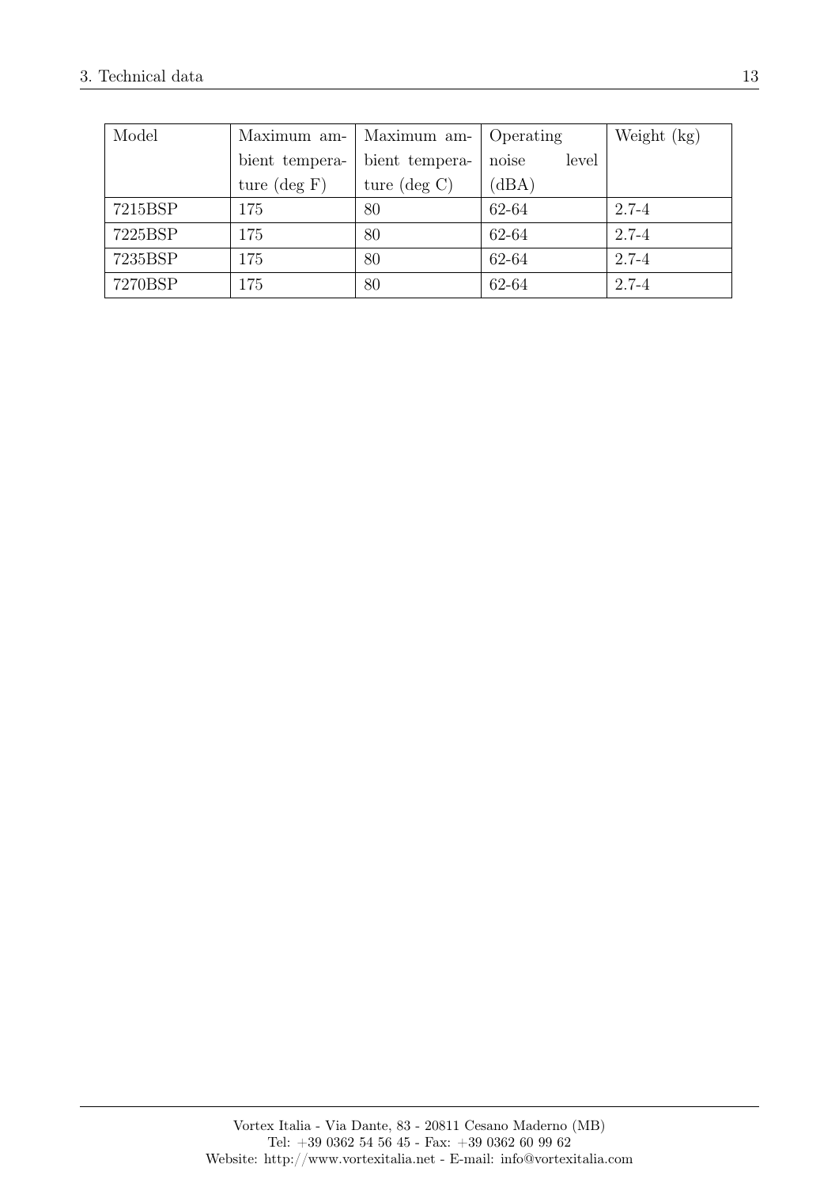| Model | Maximum ambient temperature (deg F) | Maximum ambient temperature (deg C) | Operating noise level (dBA) | Weight (kg) |
|---|---|---|---|---|
| 7215BSP | 175 | 80 | 62-64 | 2.7-4 |
| 7225BSP | 175 | 80 | 62-64 | 2.7-4 |
| 7235BSP | 175 | 80 | 62-64 | 2.7-4 |
| 7270BSP | 175 | 80 | 62-64 | 2.7-4 |